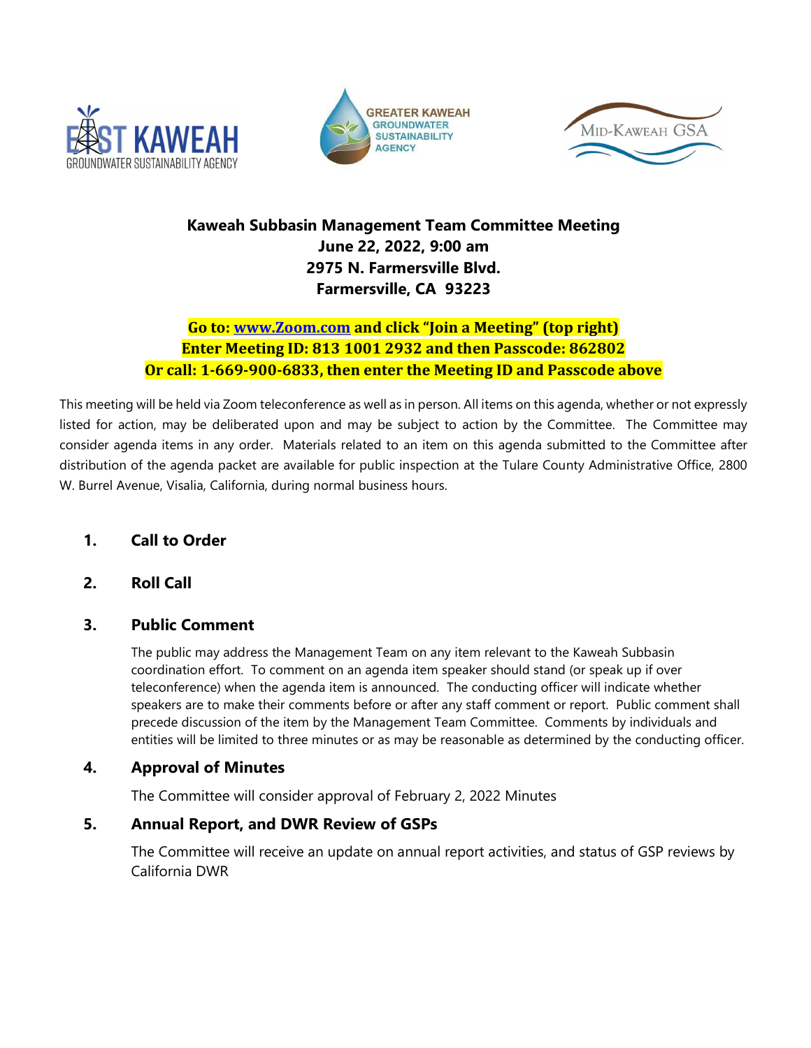EAST KAWEAH GROUNDWATER SUSTAINABILITY AGENCY

GREATER KAWEAH GROUNDWATER SUSTAINABILITY AGENCY

MID-KAWEAH GSA

**Kaweah Subbasin Management Team Committee Meeting**
**June 22, 2022, 9:00 am**
**2975 N. Farmersville Blvd.**
**Farmersville, CA 93223**

**Go to: www.Zoom.com and click "Join a Meeting" (top right)**
**Enter Meeting ID: 813 1001 2932 and then Passcode: 862802**
**Or call: 1-669-900-6833, then enter the Meeting ID and Passcode above**

This meeting will be held via Zoom teleconference as well as in person. All items on this agenda, whether or not expressly listed for action, may be deliberated upon and may be subject to action by the Committee. The Committee may consider agenda items in any order. Materials related to an item on this agenda submitted to the Committee after distribution of the agenda packet are available for public inspection at the Tulare County Administrative Office, 2800 W. Burrel Avenue, Visalia, California, during normal business hours.

## 1. Call to Order

## 2. Roll Call

## 3. Public Comment

The public may address the Management Team on any item relevant to the Kaweah Subbasin coordination effort. To comment on an agenda item speaker should stand (or speak up if over teleconference) when the agenda item is announced. The conducting officer will indicate whether speakers are to make their comments before or after any staff comment or report. Public comment shall precede discussion of the item by the Management Team Committee. Comments by individuals and entities will be limited to three minutes or as may be reasonable as determined by the conducting officer.

## 4. Approval of Minutes

The Committee will consider approval of February 2, 2022 Minutes

## 5. Annual Report, and DWR Review of GSPs

The Committee will receive an update on annual report activities, and status of GSP reviews by California DWR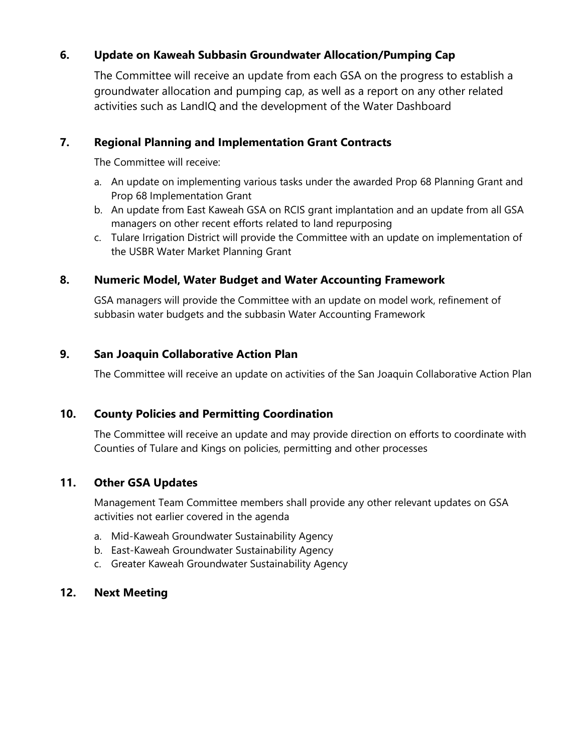## 6. Update on Kaweah Subbasin Groundwater Allocation/Pumping Cap

The Committee will receive an update from each GSA on the progress to establish a groundwater allocation and pumping cap, as well as a report on any other related activities such as LandIQ and the development of the Water Dashboard

## 7. Regional Planning and Implementation Grant Contracts

The Committee will receive:

a. An update on implementing various tasks under the awarded Prop 68 Planning Grant and Prop 68 Implementation Grant
b. An update from East Kaweah GSA on RCIS grant implantation and an update from all GSA managers on other recent efforts related to land repurposing
c. Tulare Irrigation District will provide the Committee with an update on implementation of the USBR Water Market Planning Grant

## 8. Numeric Model, Water Budget and Water Accounting Framework

GSA managers will provide the Committee with an update on model work, refinement of subbasin water budgets and the subbasin Water Accounting Framework

## 9. San Joaquin Collaborative Action Plan

The Committee will receive an update on activities of the San Joaquin Collaborative Action Plan

## 10. County Policies and Permitting Coordination

The Committee will receive an update and may provide direction on efforts to coordinate with Counties of Tulare and Kings on policies, permitting and other processes

## 11. Other GSA Updates

Management Team Committee members shall provide any other relevant updates on GSA activities not earlier covered in the agenda

a. Mid-Kaweah Groundwater Sustainability Agency
b. East-Kaweah Groundwater Sustainability Agency
c. Greater Kaweah Groundwater Sustainability Agency

## 12. Next Meeting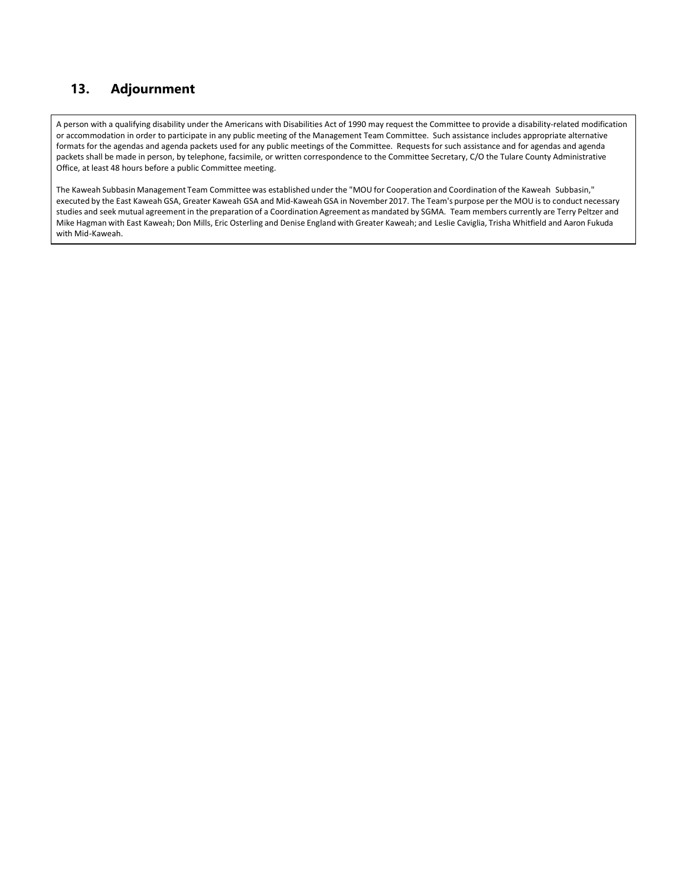## 13. Adjournment

A person with a qualifying disability under the Americans with Disabilities Act of 1990 may request the Committee to provide a disability-related modification or accommodation in order to participate in any public meeting of the Management Team Committee. Such assistance includes appropriate alternative formats for the agendas and agenda packets used for any public meetings of the Committee. Requests for such assistance and for agendas and agenda packets shall be made in person, by telephone, facsimile, or written correspondence to the Committee Secretary, C/O the Tulare County Administrative Office, at least 48 hours before a public Committee meeting.

The Kaweah Subbasin Management Team Committee was established under the "MOU for Cooperation and Coordination of the Kaweah Subbasin," executed by the East Kaweah GSA, Greater Kaweah GSA and Mid-Kaweah GSA in November 2017. The Team's purpose per the MOU is to conduct necessary studies and seek mutual agreement in the preparation of a Coordination Agreement as mandated by SGMA. Team members currently are Terry Peltzer and Mike Hagman with East Kaweah; Don Mills, Eric Osterling and Denise England with Greater Kaweah; and Leslie Caviglia, Trisha Whitfield and Aaron Fukuda with Mid-Kaweah.